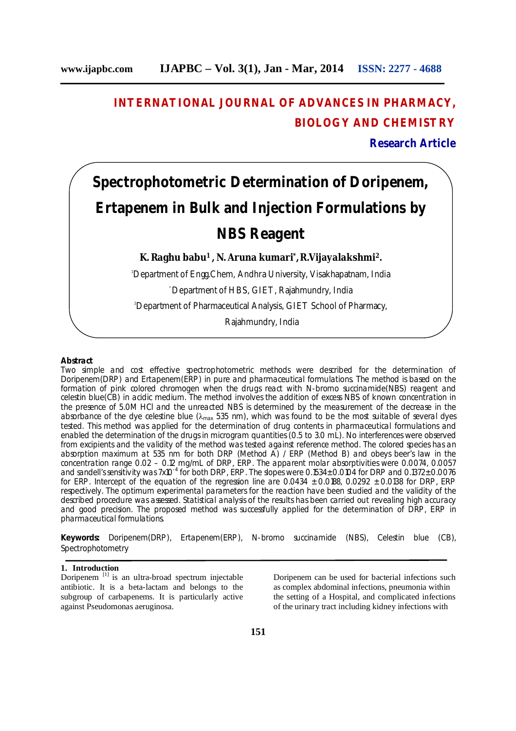# INTERNATIONAL JOURNAL OF ADVANCES IN PHARMACY, BIOLOGY AND CHEMISTRY

**Research Article**

# Spectrophotometric Determination of Doripenem, Ertapenem in Bulk and Injection Formulations by NBS Reagent

**K. Raghu babu[1], N. Aruna kumari[*], R.Vijayalakshmi[2].**

[1]Department of Engg.Chem, Andhra University, Visakhapatnam, India

[*]Department of HBS, GIET, Rajahmundry, India

[2]Department of Pharmaceutical Analysis, GIET School of Pharmacy, Rajahmundry, India

**Abstract**

Two simple and cost effective spectrophotometric methods were described for the determination of Doripenem(DRP) and Ertapenem(ERP) in pure and pharmaceutical formulations. The method is based on the formation of pink colored chromogen when the drugs react with N-bromo succinamide(NBS) reagent and celestin blue(CB) in acidic medium. The method involves the addition of excess NBS of known concentration in the presence of 5.0M HCl and the unreacted NBS is determined by the measurement of the decrease in the absorbance of the dye celestine blue ($\lambda_{max}$ 535 nm), which was found to be the most suitable of several dyes tested. This method was applied for the determination of drug contents in pharmaceutical formulations and enabled the determination of the drugs in microgram quantities (0.5 to 3.0 mL). No interferences were observed from excipients and the validity of the method was tested against reference method. The colored species has an absorption maximum at 535 nm for both DRP (Method A) / ERP (Method B) and obeys beer's law in the concentration range 0.02 – 0.12 mg/mL of DRP, ERP. The apparent molar absorptivities were 0.0074, 0.0057 and sandell's sensitivity was $7x10^{-4}$ for both DRP, ERP. The slopes were 0.1534±0.0104 for DRP and 0.1372±0.0076 for ERP. Intercept of the equation of the regression line are 0.0434 ± 0.0188, 0.0292 ± 0.0138 for DRP, ERP respectively. The optimum experimental parameters for the reaction have been studied and the validity of the described procedure was assessed. Statistical analysis of the results has been carried out revealing high accuracy and good precision. The proposed method was successfully applied for the determination of DRP, ERP in pharmaceutical formulations.

**Keywords:** Doripenem(DRP), Ertapenem(ERP), N-bromo succinamide (NBS), Celestin blue (CB), Spectrophotometry

## 1. Introduction

Doripenem [1] is an ultra-broad spectrum injectable antibiotic. It is a beta-lactam and belongs to the subgroup of carbapenems. It is particularly active against Pseudomonas aeruginosa.

Doripenem can be used for bacterial infections such as complex abdominal infections, pneumonia within the setting of a Hospital, and complicated infections of the urinary tract including kidney infections with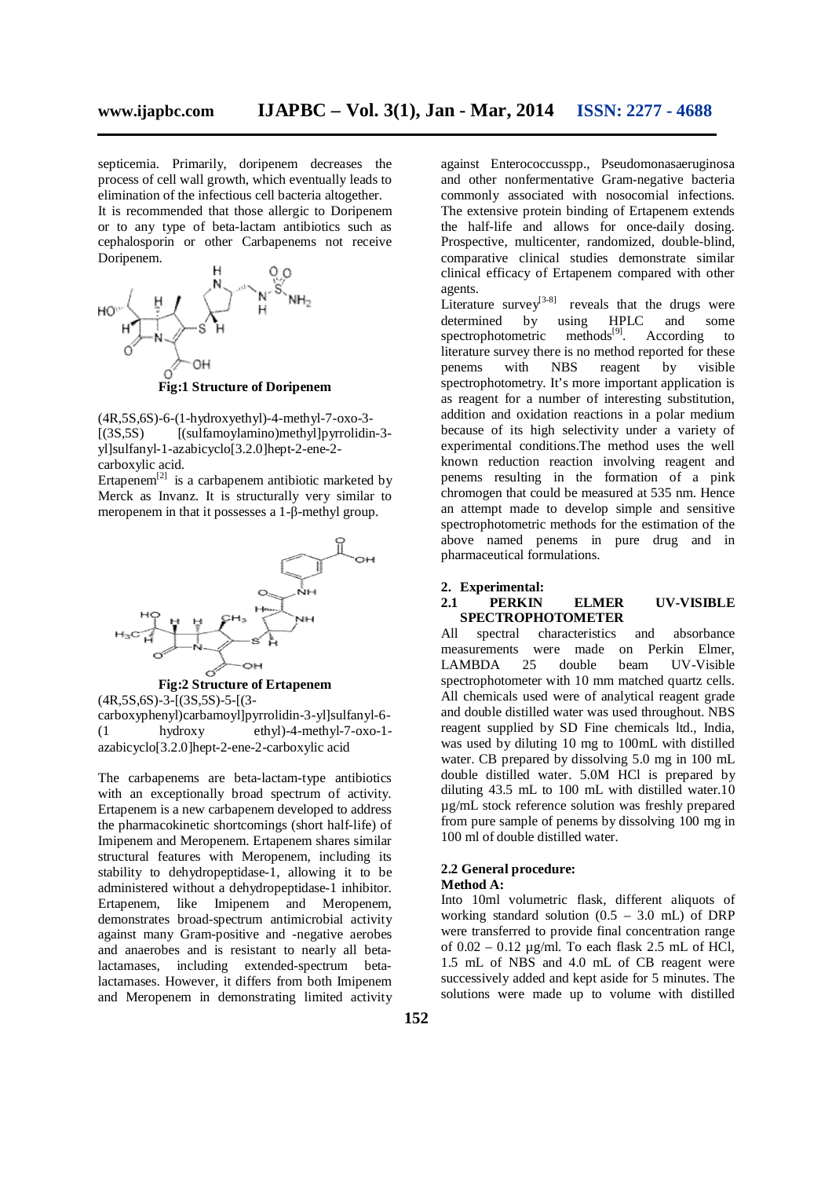septicemia. Primarily, doripenem decreases the process of cell wall growth, which eventually leads to elimination of the infectious cell bacteria altogether.

It is recommended that those allergic to Doripenem or to any type of beta-lactam antibiotics such as cephalosporin or other Carbapenems not receive Doripenem.

**Fig:1 Structure of Doripenem**

(4R,5S,6S)-6-(1-hydroxyethyl)-4-methyl-7-oxo-3-[(3S,5S) [(sulfamoylamino)methyl]pyrrolidin-3-yl]sulfanyl-1-azabicyclo[3.2.0]hept-2-ene-2-carboxylic acid.

Ertapenem[2] is a carbapenem antibiotic marketed by Merck as Invanz. It is structurally very similar to meropenem in that it possesses a 1-β-methyl group.

**Fig:2 Structure of Ertapenem**

(4R,5S,6S)-3-[(3S,5S)-5-[(3-carboxyphenyl)carbamoyl]pyrrolidin-3-yl]sulfanyl-6-(1 hydroxy ethyl)-4-methyl-7-oxo-1-azabicyclo[3.2.0]hept-2-ene-2-carboxylic acid

The carbapenems are beta-lactam-type antibiotics with an exceptionally broad spectrum of activity. Ertapenem is a new carbapenem developed to address the pharmacokinetic shortcomings (short half-life) of Imipenem and Meropenem. Ertapenem shares similar structural features with Meropenem, including its stability to dehydropeptidase-1, allowing it to be administered without a dehydropeptidase-1 inhibitor. Ertapenem, like Imipenem and Meropenem, demonstrates broad-spectrum antimicrobial activity against many Gram-positive and -negative aerobes and anaerobes and is resistant to nearly all beta-lactamases, including extended-spectrum beta-lactamases. However, it differs from both Imipenem and Meropenem in demonstrating limited activity against Enterococcusspp., Pseudomonasaeruginosa and other nonfermentative Gram-negative bacteria commonly associated with nosocomial infections. The extensive protein binding of Ertapenem extends the half-life and allows for once-daily dosing. Prospective, multicenter, randomized, double-blind, comparative clinical studies demonstrate similar clinical efficacy of Ertapenem compared with other agents.

Literature survey[3-8] reveals that the drugs were determined by using HPLC and some spectrophotometric methods[9]. According to literature survey there is no method reported for these penems with NBS reagent by visible spectrophotometry. It's more important application is as reagent for a number of interesting substitution, addition and oxidation reactions in a polar medium because of its high selectivity under a variety of experimental conditions.The method uses the well known reduction reaction involving reagent and penems resulting in the formation of a pink chromogen that could be measured at 535 nm. Hence an attempt made to develop simple and sensitive spectrophotometric methods for the estimation of the above named penems in pure drug and in pharmaceutical formulations.

## 2. Experimental:

### 2.1 PERKIN ELMER UV-VISIBLE SPECTROPHOTOMETER

All spectral characteristics and absorbance measurements were made on Perkin Elmer, LAMBDA 25 double beam UV-Visible spectrophotometer with 10 mm matched quartz cells. All chemicals used were of analytical reagent grade and double distilled water was used throughout. NBS reagent supplied by SD Fine chemicals ltd., India, was used by diluting 10 mg to 100mL with distilled water. CB prepared by dissolving 5.0 mg in 100 mL double distilled water. 5.0M HCl is prepared by diluting 43.5 mL to 100 mL with distilled water.10 µg/mL stock reference solution was freshly prepared from pure sample of penems by dissolving 100 mg in 100 ml of double distilled water.

### 2.2 General procedure:

**Method A:**

Into 10ml volumetric flask, different aliquots of working standard solution (0.5 – 3.0 mL) of DRP were transferred to provide final concentration range of 0.02 – 0.12 µg/ml. To each flask 2.5 mL of HCl, 1.5 mL of NBS and 4.0 mL of CB reagent were successively added and kept aside for 5 minutes. The solutions were made up to volume with distilled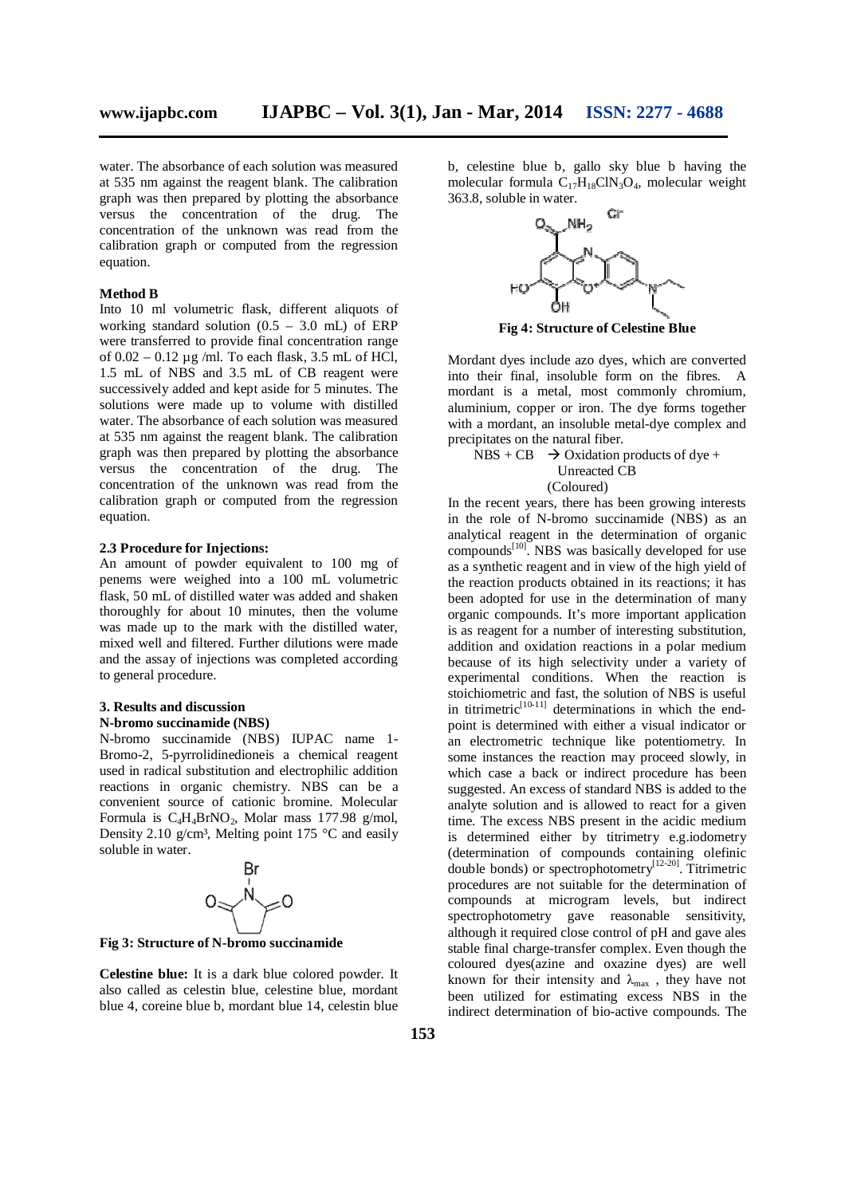water. The absorbance of each solution was measured at 535 nm against the reagent blank. The calibration graph was then prepared by plotting the absorbance versus the concentration of the drug. The concentration of the unknown was read from the calibration graph or computed from the regression equation.

**Method B**

Into 10 ml volumetric flask, different aliquots of working standard solution (0.5 – 3.0 mL) of ERP were transferred to provide final concentration range of 0.02 – 0.12 µg /ml. To each flask, 3.5 mL of HCl, 1.5 mL of NBS and 3.5 mL of CB reagent were successively added and kept aside for 5 minutes. The solutions were made up to volume with distilled water. The absorbance of each solution was measured at 535 nm against the reagent blank. The calibration graph was then prepared by plotting the absorbance versus the concentration of the drug. The concentration of the unknown was read from the calibration graph or computed from the regression equation.

### 2.3 Procedure for Injections:

An amount of powder equivalent to 100 mg of penems were weighed into a 100 mL volumetric flask, 50 mL of distilled water was added and shaken thoroughly for about 10 minutes, then the volume was made up to the mark with the distilled water, mixed well and filtered. Further dilutions were made and the assay of injections was completed according to general procedure.

## 3. Results and discussion

**N-bromo succinamide (NBS)**

N-bromo succinamide (NBS) IUPAC name 1-Bromo-2, 5-pyrrolidinedioneis a chemical reagent used in radical substitution and electrophilic addition reactions in organic chemistry. NBS can be a convenient source of cationic bromine. Molecular Formula is $C_4H_4BrNO_2$, Molar mass 177.98 g/mol, Density 2.10 g/cm³, Melting point 175 °C and easily soluble in water.

**Fig 3: Structure of N-bromo succinamide**

**Celestine blue:** It is a dark blue colored powder. It also called as celestin blue, celestine blue, mordant blue 4, coreine blue b, mordant blue 14, celestin blue b, celestine blue b, gallo sky blue b having the molecular formula $C_{17}H_{18}ClN_3O_4$, molecular weight 363.8, soluble in water.

**Fig 4: Structure of Celestine Blue**

Mordant dyes include azo dyes, which are converted into their final, insoluble form on the fibres. A mordant is a metal, most commonly chromium, aluminium, copper or iron. The dye forms together with a mordant, an insoluble metal-dye complex and precipitates on the natural fiber.

$$\text{NBS} + \text{CB} \rightarrow \text{Oxidation products of dye} + \text{Unreacted CB (Coloured)}$$

In the recent years, there has been growing interests in the role of N-bromo succinamide (NBS) as an analytical reagent in the determination of organic compounds[10]. NBS was basically developed for use as a synthetic reagent and in view of the high yield of the reaction products obtained in its reactions; it has been adopted for use in the determination of many organic compounds. It's more important application is as reagent for a number of interesting substitution, addition and oxidation reactions in a polar medium because of its high selectivity under a variety of experimental conditions. When the reaction is stoichiometric and fast, the solution of NBS is useful in titrimetric[10-11] determinations in which the end-point is determined with either a visual indicator or an electrometric technique like potentiometry. In some instances the reaction may proceed slowly, in which case a back or indirect procedure has been suggested. An excess of standard NBS is added to the analyte solution and is allowed to react for a given time. The excess NBS present in the acidic medium is determined either by titrimetry e.g.iodometry (determination of compounds containing olefinic double bonds) or spectrophotometry[12-20]. Titrimetric procedures are not suitable for the determination of compounds at microgram levels, but indirect spectrophotometry gave reasonable sensitivity, although it required close control of pH and gave ales stable final charge-transfer complex. Even though the coloured dyes(azine and oxazine dyes) are well known for their intensity and $\lambda_{max}$ , they have not been utilized for estimating excess NBS in the indirect determination of bio-active compounds. The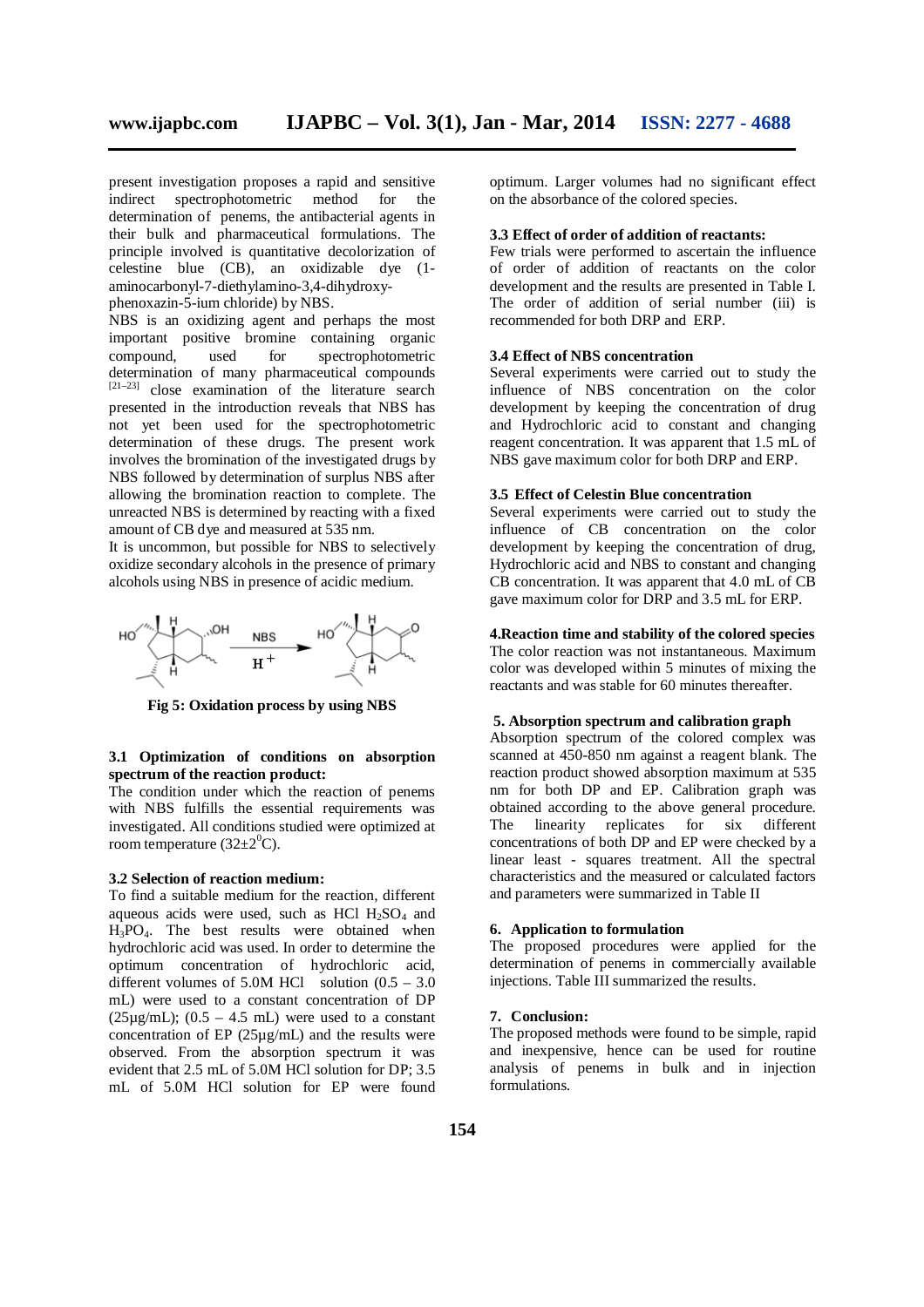present investigation proposes a rapid and sensitive indirect spectrophotometric method for the determination of penems, the antibacterial agents in their bulk and pharmaceutical formulations. The principle involved is quantitative decolorization of celestine blue (CB), an oxidizable dye (1-aminocarbonyl-7-diethylamino-3,4-dihydroxy-phenoxazin-5-ium chloride) by NBS.

NBS is an oxidizing agent and perhaps the most important positive bromine containing organic compound, used for spectrophotometric determination of many pharmaceutical compounds [21–23] close examination of the literature search presented in the introduction reveals that NBS has not yet been used for the spectrophotometric determination of these drugs. The present work involves the bromination of the investigated drugs by NBS followed by determination of surplus NBS after allowing the bromination reaction to complete. The unreacted NBS is determined by reacting with a fixed amount of CB dye and measured at 535 nm.

It is uncommon, but possible for NBS to selectively oxidize secondary alcohols in the presence of primary alcohols using NBS in presence of acidic medium.

**Fig 5: Oxidation process by using NBS**

### 3.1 Optimization of conditions on absorption spectrum of the reaction product:

The condition under which the reaction of penems with NBS fulfills the essential requirements was investigated. All conditions studied were optimized at room temperature ($32\pm2^0$C).

### 3.2 Selection of reaction medium:

To find a suitable medium for the reaction, different aqueous acids were used, such as HCl $H_2SO_4$ and $H_3PO_4$. The best results were obtained when hydrochloric acid was used. In order to determine the optimum concentration of hydrochloric acid, different volumes of 5.0M HCl solution (0.5 – 3.0 mL) were used to a constant concentration of DP (25µg/mL); (0.5 – 4.5 mL) were used to a constant concentration of EP (25µg/mL) and the results were observed. From the absorption spectrum it was evident that 2.5 mL of 5.0M HCl solution for DP; 3.5 mL of 5.0M HCl solution for EP were found optimum. Larger volumes had no significant effect on the absorbance of the colored species.

### 3.3 Effect of order of addition of reactants:

Few trials were performed to ascertain the influence of order of addition of reactants on the color development and the results are presented in Table I. The order of addition of serial number (iii) is recommended for both DRP and ERP.

### 3.4 Effect of NBS concentration

Several experiments were carried out to study the influence of NBS concentration on the color development by keeping the concentration of drug and Hydrochloric acid to constant and changing reagent concentration. It was apparent that 1.5 mL of NBS gave maximum color for both DRP and ERP.

### 3.5 Effect of Celestin Blue concentration

Several experiments were carried out to study the influence of CB concentration on the color development by keeping the concentration of drug, Hydrochloric acid and NBS to constant and changing CB concentration. It was apparent that 4.0 mL of CB gave maximum color for DRP and 3.5 mL for ERP.

### 4. Reaction time and stability of the colored species

The color reaction was not instantaneous. Maximum color was developed within 5 minutes of mixing the reactants and was stable for 60 minutes thereafter.

### 5. Absorption spectrum and calibration graph

Absorption spectrum of the colored complex was scanned at 450-850 nm against a reagent blank. The reaction product showed absorption maximum at 535 nm for both DP and EP. Calibration graph was obtained according to the above general procedure. The linearity replicates for six different concentrations of both DP and EP were checked by a linear least - squares treatment. All the spectral characteristics and the measured or calculated factors and parameters were summarized in Table II

### 6. Application to formulation

The proposed procedures were applied for the determination of penems in commercially available injections. Table III summarized the results.

### 7. Conclusion:

The proposed methods were found to be simple, rapid and inexpensive, hence can be used for routine analysis of penems in bulk and in injection formulations.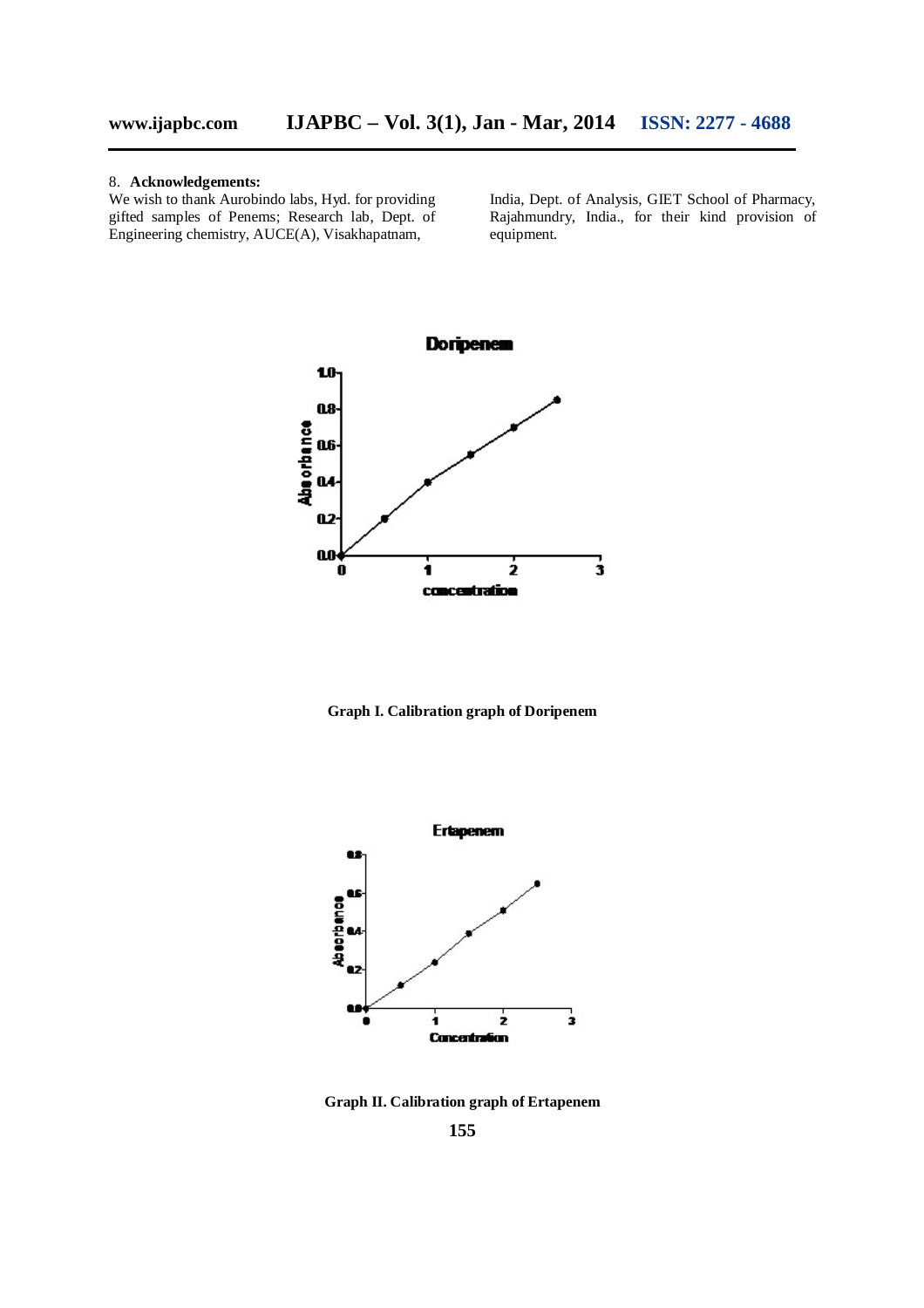### 8. Acknowledgements:

We wish to thank Aurobindo labs, Hyd. for providing gifted samples of Penems; Research lab, Dept. of Engineering chemistry, AUCE(A), Visakhapatnam, India, Dept. of Analysis, GIET School of Pharmacy, Rajahmundry, India., for their kind provision of equipment.

**Graph I. Calibration graph of Doripenem**

**Graph II. Calibration graph of Ertapenem**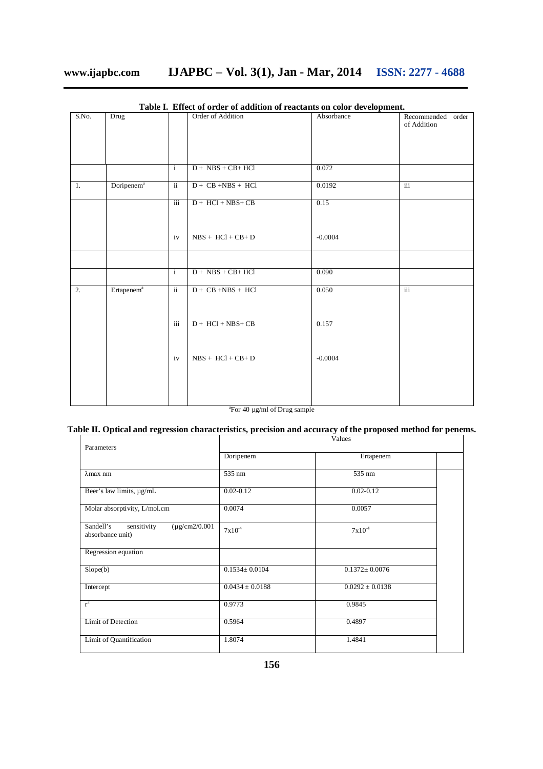**Table I. Effect of order of addition of reactants on color development.**

| S.No. | Drug | | Order of Addition | Absorbance | Recommended order of Addition |
|---|---|---|---|---|---|
| | | i | D + NBS + CB+ HCl | 0.072 | |
| 1. | Doripenem[a] | ii | D + CB +NBS + HCl | 0.0192 | iii |
| | | iii | D + HCl + NBS+ CB | 0.15 | |
| | | iv | NBS + HCl + CB+ D | -0.0004 | |
| | | | | | |
| | | i | D + NBS + CB+ HCl | 0.090 | |
| 2. | Ertapenem[a] | ii | D + CB +NBS + HCl | 0.050 | iii |
| | | iii | D + HCl + NBS+ CB | 0.157 | |
| | | iv | NBS + HCl + CB+ D | -0.0004 | |

[a]For 40 µg/ml of Drug sample

**Table II. Optical and regression characteristics, precision and accuracy of the proposed method for penems.**

| Parameters | Values | |
|---|---|---|
| | Doripenem | Ertapenem |
| λmax nm | 535 nm | 535 nm |
| Beer's law limits, µg/mL | 0.02-0.12 | 0.02-0.12 |
| Molar absorptivity, L/mol.cm | 0.0074 | 0.0057 |
| Sandell's sensitivity (µg/cm2/0.001 absorbance unit) | $7\times10^{-4}$ | $7\times10^{-4}$ |
| Regression equation | | |
| Slope(b) | 0.1534± 0.0104 | 0.1372± 0.0076 |
| Intercept | 0.0434 ± 0.0188 | 0.0292 ± 0.0138 |
| $r^2$ | 0.9773 | 0.9845 |
| Limit of Detection | 0.5964 | 0.4897 |
| Limit of Quantification | 1.8074 | 1.4841 |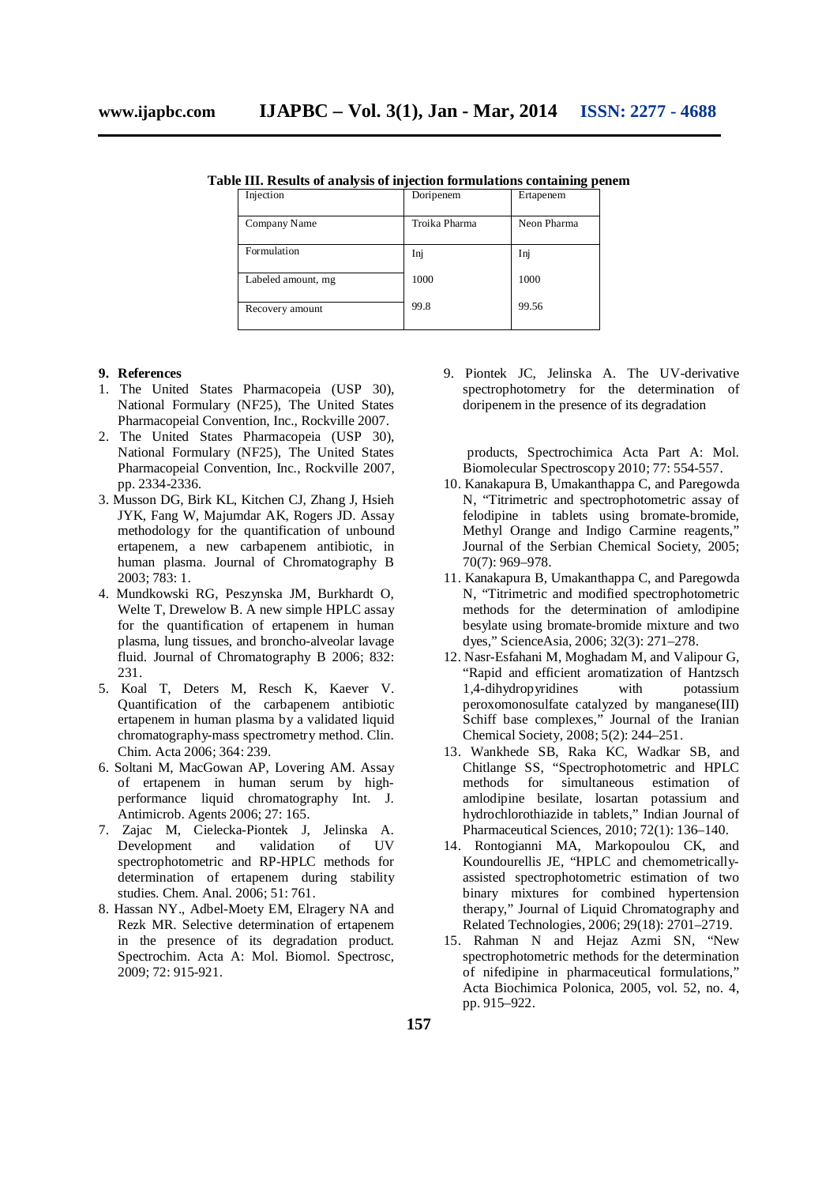**Table III. Results of analysis of injection formulations containing penem**

| Injection | Doripenem | Ertapenem |
|---|---|---|
| Company Name | Troika Pharma | Neon Pharma |
| Formulation | Inj | Inj |
| Labeled amount, mg | 1000 | 1000 |
| Recovery amount | 99.8 | 99.56 |

## 9. References

1. The United States Pharmacopeia (USP 30), National Formulary (NF25), The United States Pharmacopeial Convention, Inc., Rockville 2007.
2. The United States Pharmacopeia (USP 30), National Formulary (NF25), The United States Pharmacopeial Convention, Inc., Rockville 2007, pp. 2334-2336.
3. Musson DG, Birk KL, Kitchen CJ, Zhang J, Hsieh JYK, Fang W, Majumdar AK, Rogers JD. Assay methodology for the quantification of unbound ertapenem, a new carbapenem antibiotic, in human plasma. Journal of Chromatography B 2003; 783: 1.
4. Mundkowski RG, Peszynska JM, Burkhardt O, Welte T, Drewelow B. A new simple HPLC assay for the quantification of ertapenem in human plasma, lung tissues, and broncho-alveolar lavage fluid. Journal of Chromatography B 2006; 832: 231.
5. Koal T, Deters M, Resch K, Kaever V. Quantification of the carbapenem antibiotic ertapenem in human plasma by a validated liquid chromatography-mass spectrometry method. Clin. Chim. Acta 2006; 364: 239.
6. Soltani M, MacGowan AP, Lovering AM. Assay of ertapenem in human serum by high-performance liquid chromatography Int. J. Antimicrob. Agents 2006; 27: 165.
7. Zajac M, Cielecka-Piontek J, Jelinska A. Development and validation of UV spectrophotometric and RP-HPLC methods for determination of ertapenem during stability studies. Chem. Anal. 2006; 51: 761.
8. Hassan NY., Adbel-Moety EM, Elragery NA and Rezk MR. Selective determination of ertapenem in the presence of its degradation product. Spectrochim. Acta A: Mol. Biomol. Spectrosc, 2009; 72: 915-921.
9. Piontek JC, Jelinska A. The UV-derivative spectrophotometry for the determination of doripenem in the presence of its degradation products, Spectrochimica Acta Part A: Mol. Biomolecular Spectroscopy 2010; 77: 554-557.
10. Kanakapura B, Umakanthappa C, and Paregowda N, "Titrimetric and spectrophotometric assay of felodipine in tablets using bromate-bromide, Methyl Orange and Indigo Carmine reagents," Journal of the Serbian Chemical Society, 2005; 70(7): 969–978.
11. Kanakapura B, Umakanthappa C, and Paregowda N, "Titrimetric and modified spectrophotometric methods for the determination of amlodipine besylate using bromate-bromide mixture and two dyes," ScienceAsia, 2006; 32(3): 271–278.
12. Nasr-Esfahani M, Moghadam M, and Valipour G, "Rapid and efficient aromatization of Hantzsch 1,4-dihydropyridines with potassium peroxomonosulfate catalyzed by manganese(III) Schiff base complexes," Journal of the Iranian Chemical Society, 2008; 5(2): 244–251.
13. Wankhede SB, Raka KC, Wadkar SB, and Chitlange SS, "Spectrophotometric and HPLC methods for simultaneous estimation of amlodipine besilate, losartan potassium and hydrochlorothiazide in tablets," Indian Journal of Pharmaceutical Sciences, 2010; 72(1): 136–140.
14. Rontogianni MA, Markopoulou CK, and Koundourellis JE, "HPLC and chemometrically-assisted spectrophotometric estimation of two binary mixtures for combined hypertension therapy," Journal of Liquid Chromatography and Related Technologies, 2006; 29(18): 2701–2719.
15. Rahman N and Hejaz Azmi SN, "New spectrophotometric methods for the determination of nifedipine in pharmaceutical formulations," Acta Biochimica Polonica, 2005, vol. 52, no. 4, pp. 915–922.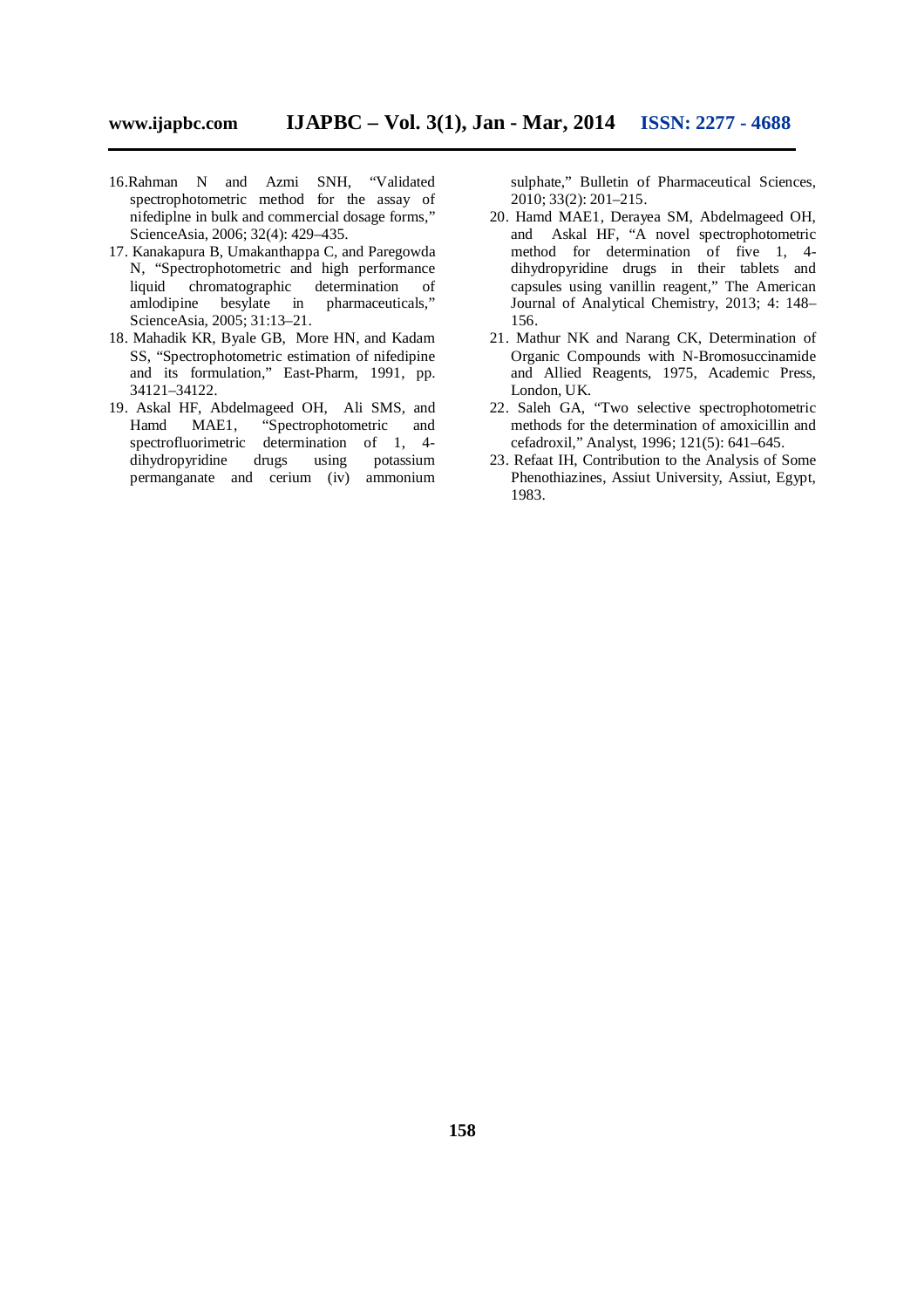16. Rahman N and Azmi SNH, "Validated spectrophotometric method for the assay of nifediplne in bulk and commercial dosage forms," ScienceAsia, 2006; 32(4): 429–435.
17. Kanakapura B, Umakanthappa C, and Paregowda N, "Spectrophotometric and high performance liquid chromatographic determination of amlodipine besylate in pharmaceuticals," ScienceAsia, 2005; 31:13–21.
18. Mahadik KR, Byale GB, More HN, and Kadam SS, "Spectrophotometric estimation of nifedipine and its formulation," East-Pharm, 1991, pp. 34121–34122.
19. Askal HF, Abdelmageed OH, Ali SMS, and Hamd MAE1, "Spectrophotometric and spectrofluorimetric determination of 1, 4-dihydropyridine drugs using potassium permanganate and cerium (iv) ammonium sulphate," Bulletin of Pharmaceutical Sciences, 2010; 33(2): 201–215.
20. Hamd MAE1, Derayea SM, Abdelmageed OH, and Askal HF, "A novel spectrophotometric method for determination of five 1, 4-dihydropyridine drugs in their tablets and capsules using vanillin reagent," The American Journal of Analytical Chemistry, 2013; 4: 148–156.
21. Mathur NK and Narang CK, Determination of Organic Compounds with N-Bromosuccinamide and Allied Reagents, 1975, Academic Press, London, UK.
22. Saleh GA, "Two selective spectrophotometric methods for the determination of amoxicillin and cefadroxil," Analyst, 1996; 121(5): 641–645.
23. Refaat IH, Contribution to the Analysis of Some Phenothiazines, Assiut University, Assiut, Egypt, 1983.